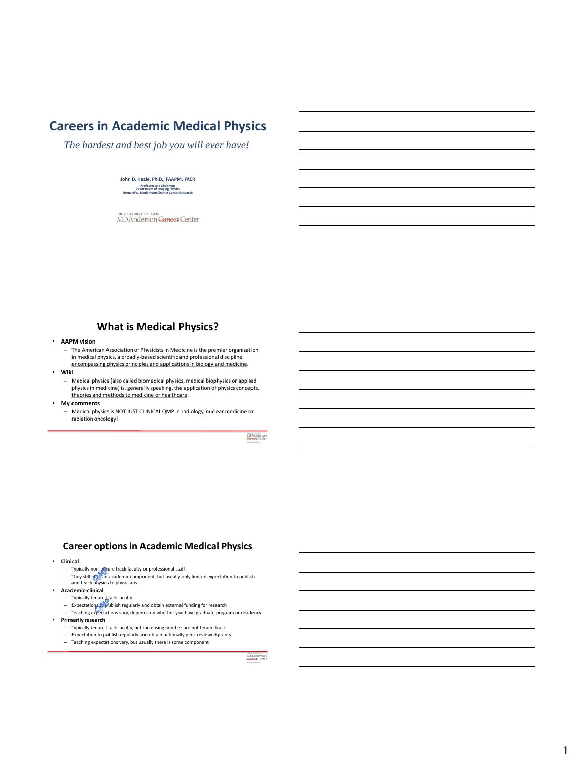# Careers in Academic Medical Physics

*The hardest and best job you will ever have!*

**John D. Hazle, Ph.D., FAAPM, FACR**

**Professor and Chairman**
**Department of Imaging Physics**
**Bernard W. Biedenharn Chair in Cancer Research**

THE UNIVERSITY OF TEXAS
MDAnderson ~~Cancer~~ Center

## What is Medical Physics?

- **AAPM vision**
  - The American Association of Physicists in Medicine is the premier organization in medical physics, a broadly-based scientific and professional discipline encompassing physics principles and applications in biology and medicine.
- **Wiki**
  - Medical physics (also called biomedical physics, medical biophysics or applied physics in medicine) is, generally speaking, the application of physics concepts, theories and methods to medicine or healthcare.
- **My comments**
  - Medical physics is NOT JUST CLINICAL QMP in radiology, nuclear medicine or radiation oncology!

## Career options in Academic Medical Physics

- **Clinical**
  - Typically non-tenure track faculty or professional staff
  - They still have an academic component, but usually only limited expectation to publish and teach physics to physicians
- **Academic-clinical**
  - Typically tenure-track faculty
  - Expectation to publish regularly and obtain external funding for research
  - Teaching expectations vary, depends on whether you have graduate program or residency
- **Primarily research**
  - Typically tenure-track faculty, but increasing number are not tenure track
  - Expectation to publish regularly and obtain nationally peer-reviewed grants
  - Teaching expectations vary, but usually there is some component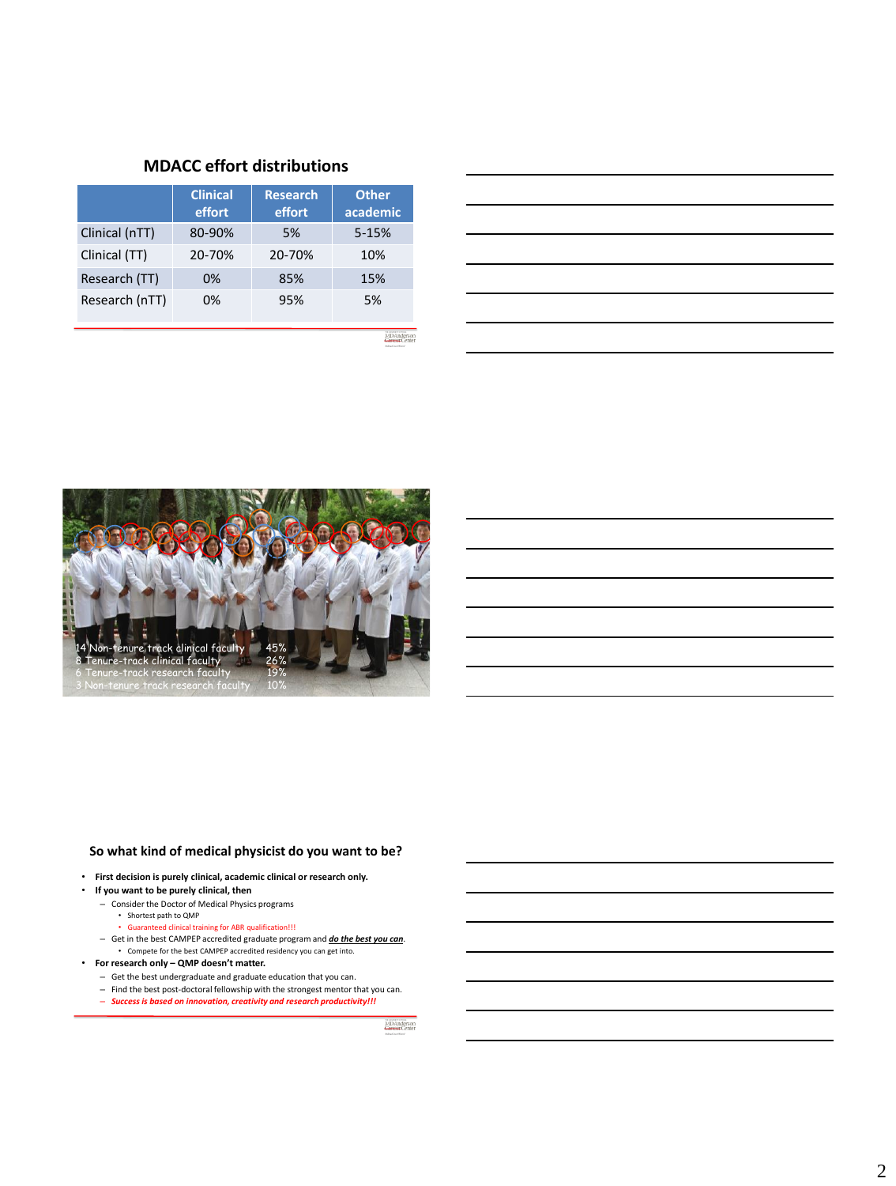## MDACC effort distributions

| | Clinical effort | Research effort | Other academic |
|---|---|---|---|
| Clinical (nTT) | 80-90% | 5% | 5-15% |
| Clinical (TT) | 20-70% | 20-70% | 10% |
| Research (TT) | 0% | 85% | 15% |
| Research (nTT) | 0% | 95% | 5% |

14 Non-tenure track clinical faculty 45%
8 Tenure-track clinical faculty 26%
6 Tenure-track research faculty 19%
3 Non-tenure track research faculty 10%

## So what kind of medical physicist do you want to be?

- **First decision is purely clinical, academic clinical or research only.**
- **If you want to be purely clinical, then**
  - Consider the Doctor of Medical Physics programs
    - Shortest path to QMP
    - Guaranteed clinical training for ABR qualification!!!
  - Get in the best CAMPEP accredited graduate program and ***do the best you can***.
    - Compete for the best CAMPEP accredited residency you can get into.
- **For research only – QMP doesn't matter.**
  - Get the best undergraduate and graduate education that you can.
  - Find the best post-doctoral fellowship with the strongest mentor that you can.
  - ***Success is based on innovation, creativity and research productivity!!!***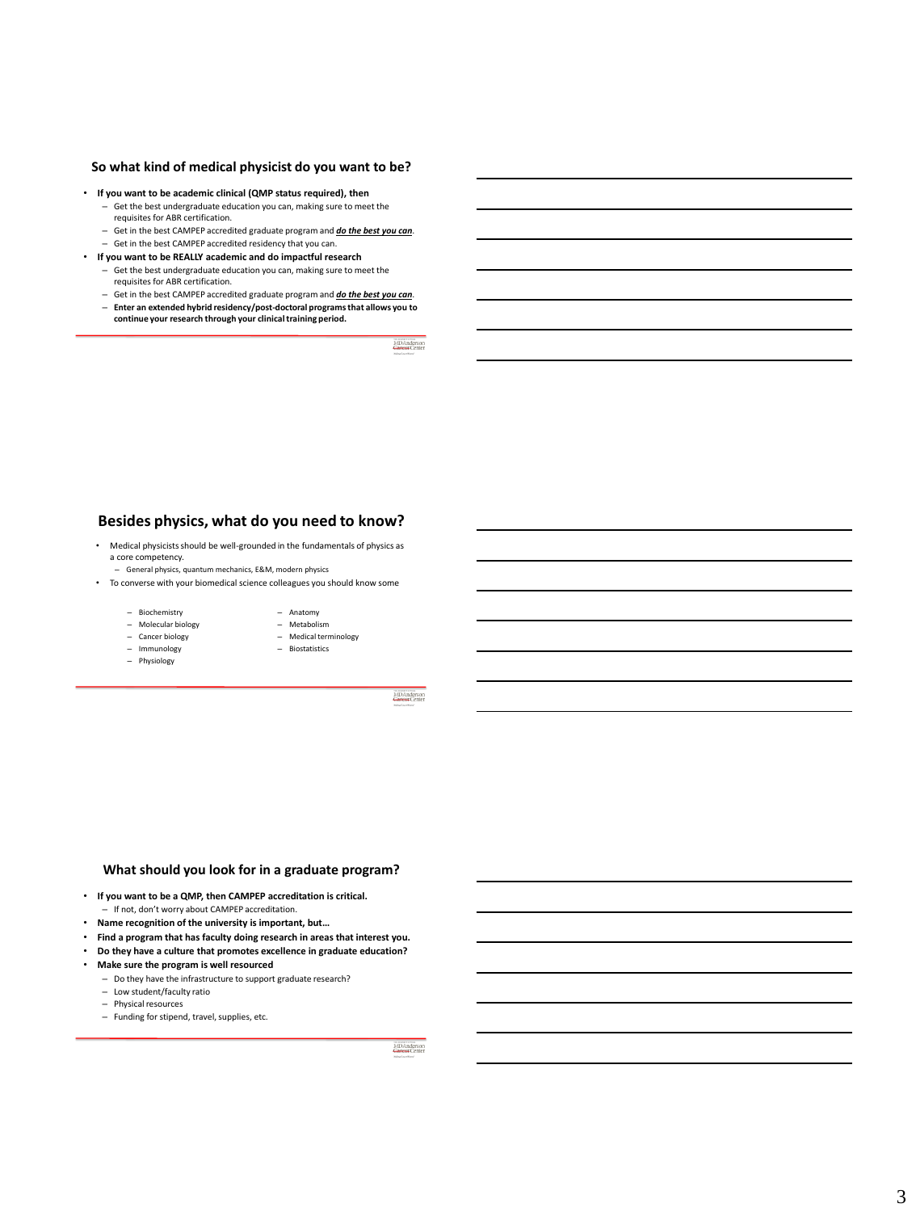## So what kind of medical physicist do you want to be?

- **If you want to be academic clinical (QMP status required), then**
  - Get the best undergraduate education you can, making sure to meet the requisites for ABR certification.
  - Get in the best CAMPEP accredited graduate program and ***do the best you can***.
  - Get in the best CAMPEP accredited residency that you can.
- **If you want to be REALLY academic and do impactful research**
  - Get the best undergraduate education you can, making sure to meet the requisites for ABR certification.
  - Get in the best CAMPEP accredited graduate program and ***do the best you can***.
  - **Enter an extended hybrid residency/post-doctoral programs that allows you to continue your research through your clinical training period.**

## Besides physics, what do you need to know?

- Medical physicists should be well-grounded in the fundamentals of physics as a core competency.
  - General physics, quantum mechanics, E&M, modern physics
- To converse with your biomedical science colleagues you should know some
  - Biochemistry
  - Molecular biology
  - Cancer biology
  - Immunology
  - Physiology
  - Anatomy
  - Metabolism
  - Medical terminology
  - Biostatistics

## What should you look for in a graduate program?

- **If you want to be a QMP, then CAMPEP accreditation is critical.**
  - If not, don't worry about CAMPEP accreditation.
- **Name recognition of the university is important, but…**
- **Find a program that has faculty doing research in areas that interest you.**
- **Do they have a culture that promotes excellence in graduate education?**
- **Make sure the program is well resourced**
  - Do they have the infrastructure to support graduate research?
  - Low student/faculty ratio
  - Physical resources
  - Funding for stipend, travel, supplies, etc.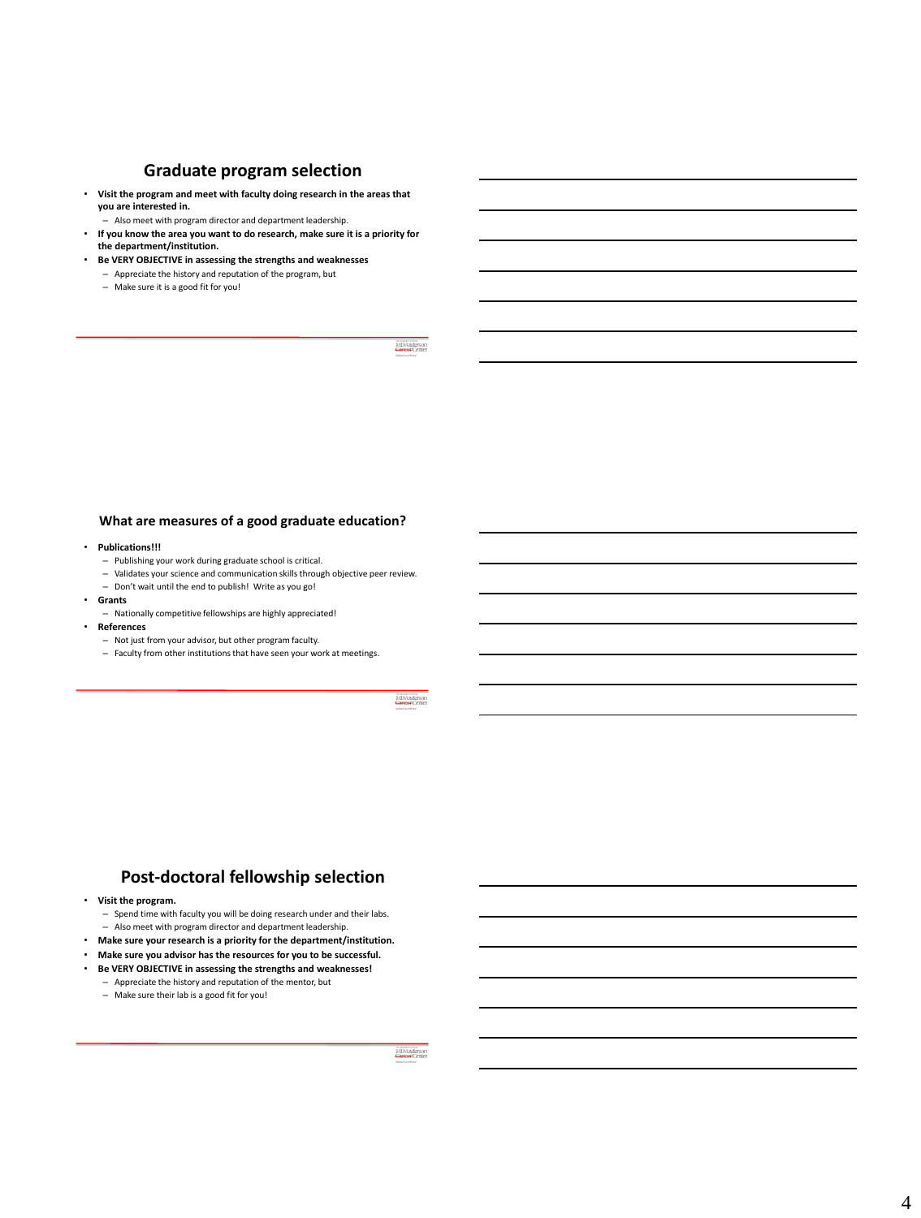## Graduate program selection

- **Visit the program and meet with faculty doing research in the areas that you are interested in.**
  - Also meet with program director and department leadership.
- **If you know the area you want to do research, make sure it is a priority for the department/institution.**
- **Be VERY OBJECTIVE in assessing the strengths and weaknesses**
  - Appreciate the history and reputation of the program, but
  - Make sure it is a good fit for you!

## What are measures of a good graduate education?

- **Publications!!!**
  - Publishing your work during graduate school is critical.
  - Validates your science and communication skills through objective peer review.
  - Don't wait until the end to publish! Write as you go!
- **Grants**
  - Nationally competitive fellowships are highly appreciated!
- **References**
  - Not just from your advisor, but other program faculty.
  - Faculty from other institutions that have seen your work at meetings.

## Post-doctoral fellowship selection

- **Visit the program.**
  - Spend time with faculty you will be doing research under and their labs.
  - Also meet with program director and department leadership.
- **Make sure your research is a priority for the department/institution.**
- **Make sure you advisor has the resources for you to be successful.**
- **Be VERY OBJECTIVE in assessing the strengths and weaknesses!**
  - Appreciate the history and reputation of the mentor, but
  - Make sure their lab is a good fit for you!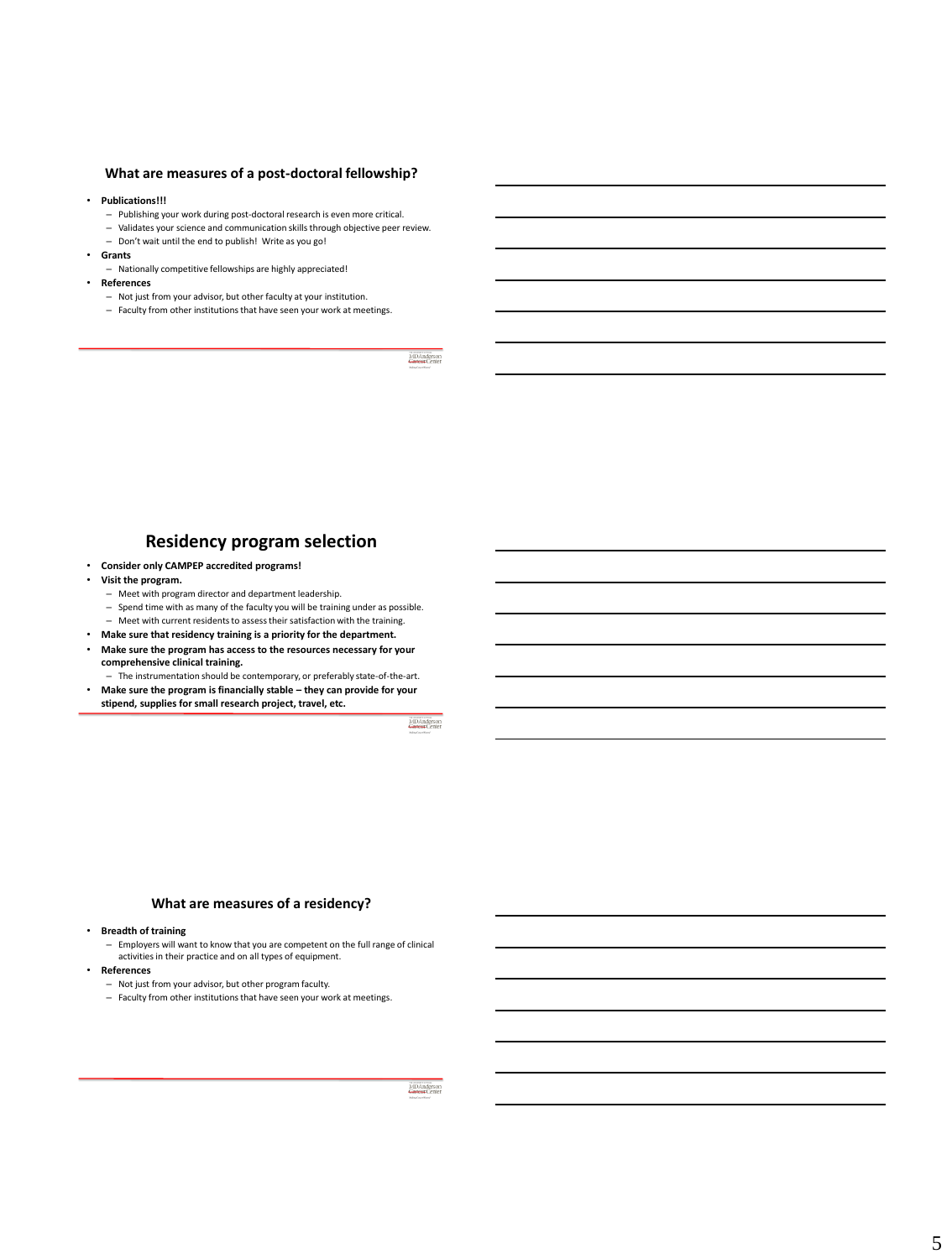## What are measures of a post-doctoral fellowship?

- **Publications!!!**
  - Publishing your work during post-doctoral research is even more critical.
  - Validates your science and communication skills through objective peer review.
  - Don't wait until the end to publish! Write as you go!
- **Grants**
  - Nationally competitive fellowships are highly appreciated!
- **References**
  - Not just from your advisor, but other faculty at your institution.
  - Faculty from other institutions that have seen your work at meetings.

## Residency program selection

- **Consider only CAMPEP accredited programs!**
- **Visit the program.**
  - Meet with program director and department leadership.
  - Spend time with as many of the faculty you will be training under as possible.
  - Meet with current residents to assess their satisfaction with the training.
- **Make sure that residency training is a priority for the department.**
- **Make sure the program has access to the resources necessary for your comprehensive clinical training.**
  - The instrumentation should be contemporary, or preferably state-of-the-art.
- **Make sure the program is financially stable – they can provide for your stipend, supplies for small research project, travel, etc.**

## What are measures of a residency?

- **Breadth of training**
  - Employers will want to know that you are competent on the full range of clinical activities in their practice and on all types of equipment.
- **References**
  - Not just from your advisor, but other program faculty.
  - Faculty from other institutions that have seen your work at meetings.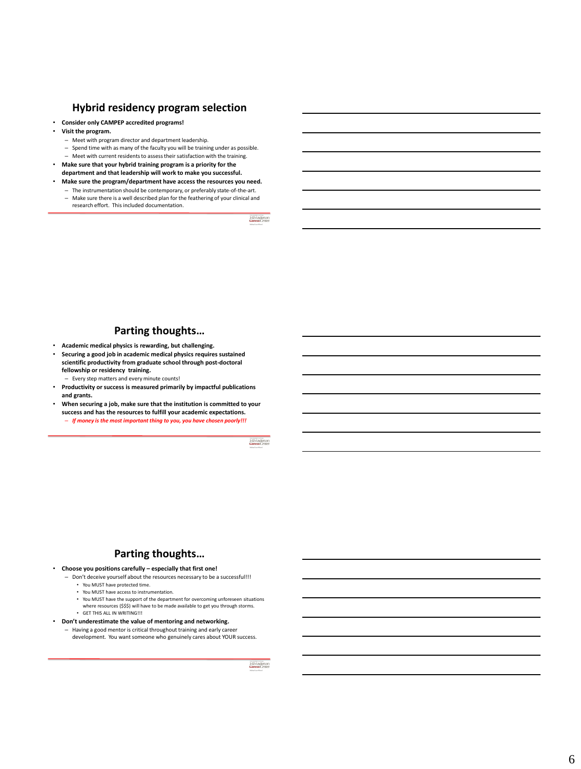## Hybrid residency program selection

- **Consider only CAMPEP accredited programs!**
- **Visit the program.**
  - Meet with program director and department leadership.
  - Spend time with as many of the faculty you will be training under as possible.
  - Meet with current residents to assess their satisfaction with the training.
- **Make sure that your hybrid training program is a priority for the department and that leadership will work to make you successful.**
- **Make sure the program/department have access the resources you need.**
  - The instrumentation should be contemporary, or preferably state-of-the-art.
  - Make sure there is a well described plan for the feathering of your clinical and research effort. This included documentation.

## Parting thoughts…

- **Academic medical physics is rewarding, but challenging.**
- **Securing a good job in academic medical physics requires sustained scientific productivity from graduate school through post-doctoral fellowship or residency training.**
  - Every step matters and every minute counts!
- **Productivity or success is measured primarily by impactful publications and grants.**
- **When securing a job, make sure that the institution is committed to your success and has the resources to fulfill your academic expectations.**
  - ***If money is the most important thing to you, you have chosen poorly!!!***

## Parting thoughts…

- **Choose you positions carefully – especially that first one!**
  - Don't deceive yourself about the resources necessary to be a successful!!!
    - You MUST have protected time.
    - You MUST have access to instrumentation.
    - You MUST have the support of the department for overcoming unforeseen situations where resources ($$$) will have to be made available to get you through storms.
    - GET THIS ALL IN WRITING!!!
- **Don't underestimate the value of mentoring and networking.**
  - Having a good mentor is critical throughout training and early career development. You want someone who genuinely cares about YOUR success.